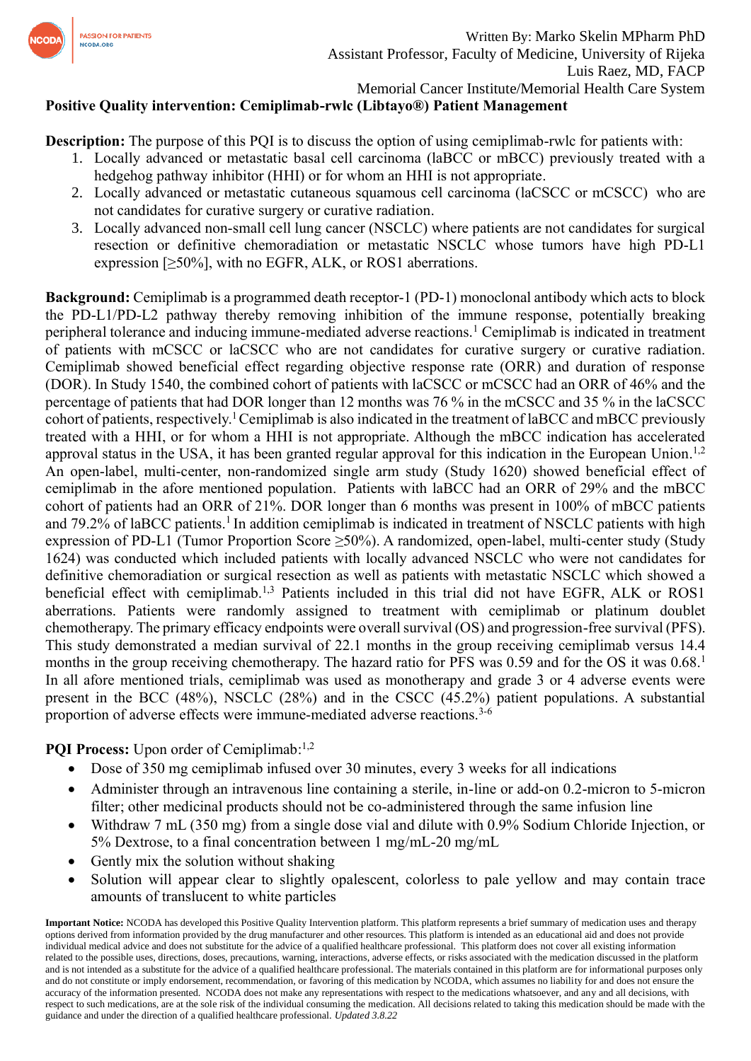Written By: Marko Skelin MPharm PhD
Assistant Professor, Faculty of Medicine, University of Rijeka
Luis Raez, MD, FACP
Memorial Cancer Institute/Memorial Health Care System

# Positive Quality intervention: Cemiplimab-rwlc (Libtayo®) Patient Management

**Description:** The purpose of this PQI is to discuss the option of using cemiplimab-rwlc for patients with:

1. Locally advanced or metastatic basal cell carcinoma (laBCC or mBCC) previously treated with a hedgehog pathway inhibitor (HHI) or for whom an HHI is not appropriate.
2. Locally advanced or metastatic cutaneous squamous cell carcinoma (laCSCC or mCSCC) who are not candidates for curative surgery or curative radiation.
3. Locally advanced non-small cell lung cancer (NSCLC) where patients are not candidates for surgical resection or definitive chemoradiation or metastatic NSCLC whose tumors have high PD-L1 expression [≥50%], with no EGFR, ALK, or ROS1 aberrations.

**Background:** Cemiplimab is a programmed death receptor-1 (PD-1) monoclonal antibody which acts to block the PD-L1/PD-L2 pathway thereby removing inhibition of the immune response, potentially breaking peripheral tolerance and inducing immune-mediated adverse reactions.[1] Cemiplimab is indicated in treatment of patients with mCSCC or laCSCC who are not candidates for curative surgery or curative radiation. Cemiplimab showed beneficial effect regarding objective response rate (ORR) and duration of response (DOR). In Study 1540, the combined cohort of patients with laCSCC or mCSCC had an ORR of 46% and the percentage of patients that had DOR longer than 12 months was 76 % in the mCSCC and 35 % in the laCSCC cohort of patients, respectively.[1] Cemiplimab is also indicated in the treatment of laBCC and mBCC previously treated with a HHI, or for whom a HHI is not appropriate. Although the mBCC indication has accelerated approval status in the USA, it has been granted regular approval for this indication in the European Union.[1,2] An open-label, multi-center, non-randomized single arm study (Study 1620) showed beneficial effect of cemiplimab in the afore mentioned population. Patients with laBCC had an ORR of 29% and the mBCC cohort of patients had an ORR of 21%. DOR longer than 6 months was present in 100% of mBCC patients and 79.2% of laBCC patients.[1] In addition cemiplimab is indicated in treatment of NSCLC patients with high expression of PD-L1 (Tumor Proportion Score ≥50%). A randomized, open-label, multi-center study (Study 1624) was conducted which included patients with locally advanced NSCLC who were not candidates for definitive chemoradiation or surgical resection as well as patients with metastatic NSCLC which showed a beneficial effect with cemiplimab.[1,3] Patients included in this trial did not have EGFR, ALK or ROS1 aberrations. Patients were randomly assigned to treatment with cemiplimab or platinum doublet chemotherapy. The primary efficacy endpoints were overall survival (OS) and progression-free survival (PFS). This study demonstrated a median survival of 22.1 months in the group receiving cemiplimab versus 14.4 months in the group receiving chemotherapy. The hazard ratio for PFS was 0.59 and for the OS it was 0.68.[1] In all afore mentioned trials, cemiplimab was used as monotherapy and grade 3 or 4 adverse events were present in the BCC (48%), NSCLC (28%) and in the CSCC (45.2%) patient populations. A substantial proportion of adverse effects were immune-mediated adverse reactions.[3-6]

**PQI Process:** Upon order of Cemiplimab:[1,2]

- Dose of 350 mg cemiplimab infused over 30 minutes, every 3 weeks for all indications
- Administer through an intravenous line containing a sterile, in-line or add-on 0.2-micron to 5-micron filter; other medicinal products should not be co-administered through the same infusion line
- Withdraw 7 mL (350 mg) from a single dose vial and dilute with 0.9% Sodium Chloride Injection, or 5% Dextrose, to a final concentration between 1 mg/mL-20 mg/mL
- Gently mix the solution without shaking
- Solution will appear clear to slightly opalescent, colorless to pale yellow and may contain trace amounts of translucent to white particles

**Important Notice:** NCODA has developed this Positive Quality Intervention platform. This platform represents a brief summary of medication uses and therapy options derived from information provided by the drug manufacturer and other resources. This platform is intended as an educational aid and does not provide individual medical advice and does not substitute for the advice of a qualified healthcare professional. This platform does not cover all existing information related to the possible uses, directions, doses, precautions, warning, interactions, adverse effects, or risks associated with the medication discussed in the platform and is not intended as a substitute for the advice of a qualified healthcare professional. The materials contained in this platform are for informational purposes only and do not constitute or imply endorsement, recommendation, or favoring of this medication by NCODA, which assumes no liability for and does not ensure the accuracy of the information presented. NCODA does not make any representations with respect to the medications whatsoever, and any and all decisions, with respect to such medications, are at the sole risk of the individual consuming the medication. All decisions related to taking this medication should be made with the guidance and under the direction of a qualified healthcare professional. *Updated 3.8.22*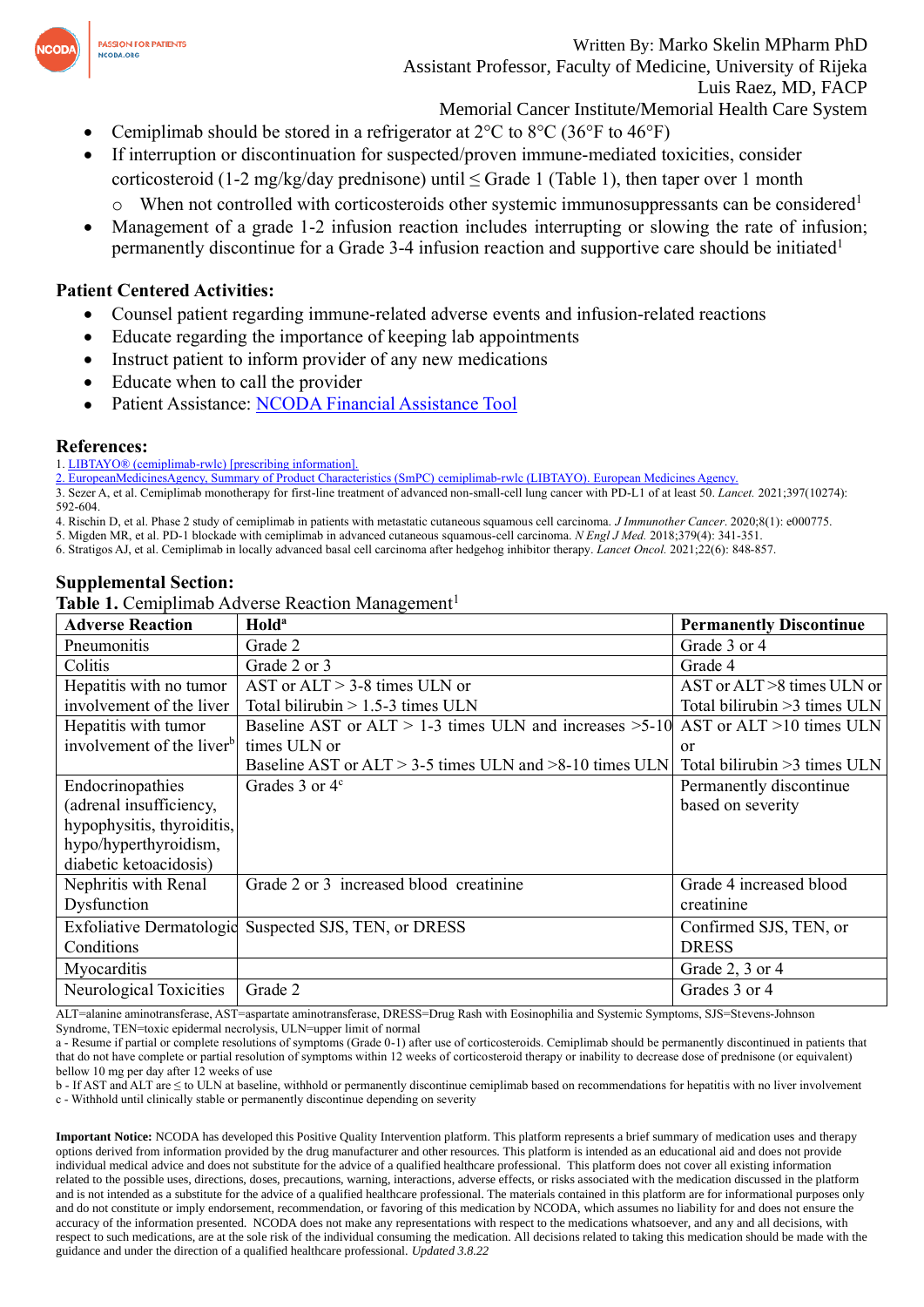Written By: Marko Skelin MPharm PhD
Assistant Professor, Faculty of Medicine, University of Rijeka
Luis Raez, MD, FACP
Memorial Cancer Institute/Memorial Health Care System

- Cemiplimab should be stored in a refrigerator at 2°C to 8°C (36°F to 46°F)
- If interruption or discontinuation for suspected/proven immune-mediated toxicities, consider corticosteroid (1-2 mg/kg/day prednisone) until ≤ Grade 1 (Table 1), then taper over 1 month
  - When not controlled with corticosteroids other systemic immunosuppressants can be considered[1]
- Management of a grade 1-2 infusion reaction includes interrupting or slowing the rate of infusion; permanently discontinue for a Grade 3-4 infusion reaction and supportive care should be initiated[1]

## Patient Centered Activities:

- Counsel patient regarding immune-related adverse events and infusion-related reactions
- Educate regarding the importance of keeping lab appointments
- Instruct patient to inform provider of any new medications
- Educate when to call the provider
- Patient Assistance: NCODA Financial Assistance Tool

## References:

1. LIBTAYO® (cemiplimab-rwlc) [prescribing information].
2. EuropeanMedicinesAgency, Summary of Product Characteristics (SmPC) cemiplimab-rwlc (LIBTAYO). European Medicines Agency.
3. Sezer A, et al. Cemiplimab monotherapy for first-line treatment of advanced non-small-cell lung cancer with PD-L1 of at least 50. *Lancet.* 2021;397(10274): 592-604.
4. Rischin D, et al. Phase 2 study of cemiplimab in patients with metastatic cutaneous squamous cell carcinoma. *J Immunother Cancer*. 2020;8(1): e000775.
5. Migden MR, et al. PD-1 blockade with cemiplimab in advanced cutaneous squamous-cell carcinoma. *N Engl J Med.* 2018;379(4): 341-351.
6. Stratigos AJ, et al. Cemiplimab in locally advanced basal cell carcinoma after hedgehog inhibitor therapy. *Lancet Oncol.* 2021;22(6): 848-857.

## Supplemental Section:

**Table 1.** Cemiplimab Adverse Reaction Management[1]

| Adverse Reaction | Hold[a] | Permanently Discontinue |
|---|---|---|
| Pneumonitis | Grade 2 | Grade 3 or 4 |
| Colitis | Grade 2 or 3 | Grade 4 |
| Hepatitis with no tumor involvement of the liver | AST or ALT > 3-8 times ULN or Total bilirubin > 1.5-3 times ULN | AST or ALT >8 times ULN or Total bilirubin >3 times ULN |
| Hepatitis with tumor involvement of the liver[b] | Baseline AST or ALT > 1-3 times ULN and increases >5-10 times ULN or Baseline AST or ALT > 3-5 times ULN and >8-10 times ULN | AST or ALT >10 times ULN or Total bilirubin >3 times ULN |
| Endocrinopathies (adrenal insufficiency, hypophysitis, thyroiditis, hypo/hyperthyroidism, diabetic ketoacidosis) | Grades 3 or 4[c] | Permanently discontinue based on severity |
| Nephritis with Renal Dysfunction | Grade 2 or 3 increased blood creatinine | Grade 4 increased blood creatinine |
| Exfoliative Dermatologic Conditions | Suspected SJS, TEN, or DRESS | Confirmed SJS, TEN, or DRESS |
| Myocarditis | | Grade 2, 3 or 4 |
| Neurological Toxicities | Grade 2 | Grades 3 or 4 |

ALT=alanine aminotransferase, AST=aspartate aminotransferase, DRESS=Drug Rash with Eosinophilia and Systemic Symptoms, SJS=Stevens-Johnson Syndrome, TEN=toxic epidermal necrolysis, ULN=upper limit of normal

a - Resume if partial or complete resolutions of symptoms (Grade 0-1) after use of corticosteroids. Cemiplimab should be permanently discontinued in patients that that do not have complete or partial resolution of symptoms within 12 weeks of corticosteroid therapy or inability to decrease dose of prednisone (or equivalent) bellow 10 mg per day after 12 weeks of use

b - If AST and ALT are ≤ to ULN at baseline, withhold or permanently discontinue cemiplimab based on recommendations for hepatitis with no liver involvement

c - Withhold until clinically stable or permanently discontinue depending on severity

**Important Notice:** NCODA has developed this Positive Quality Intervention platform. This platform represents a brief summary of medication uses and therapy options derived from information provided by the drug manufacturer and other resources. This platform is intended as an educational aid and does not provide individual medical advice and does not substitute for the advice of a qualified healthcare professional. This platform does not cover all existing information related to the possible uses, directions, doses, precautions, warning, interactions, adverse effects, or risks associated with the medication discussed in the platform and is not intended as a substitute for the advice of a qualified healthcare professional. The materials contained in this platform are for informational purposes only and do not constitute or imply endorsement, recommendation, or favoring of this medication by NCODA, which assumes no liability for and does not ensure the accuracy of the information presented. NCODA does not make any representations with respect to the medications whatsoever, and any and all decisions, with respect to such medications, are at the sole risk of the individual consuming the medication. All decisions related to taking this medication should be made with the guidance and under the direction of a qualified healthcare professional. *Updated 3.8.22*